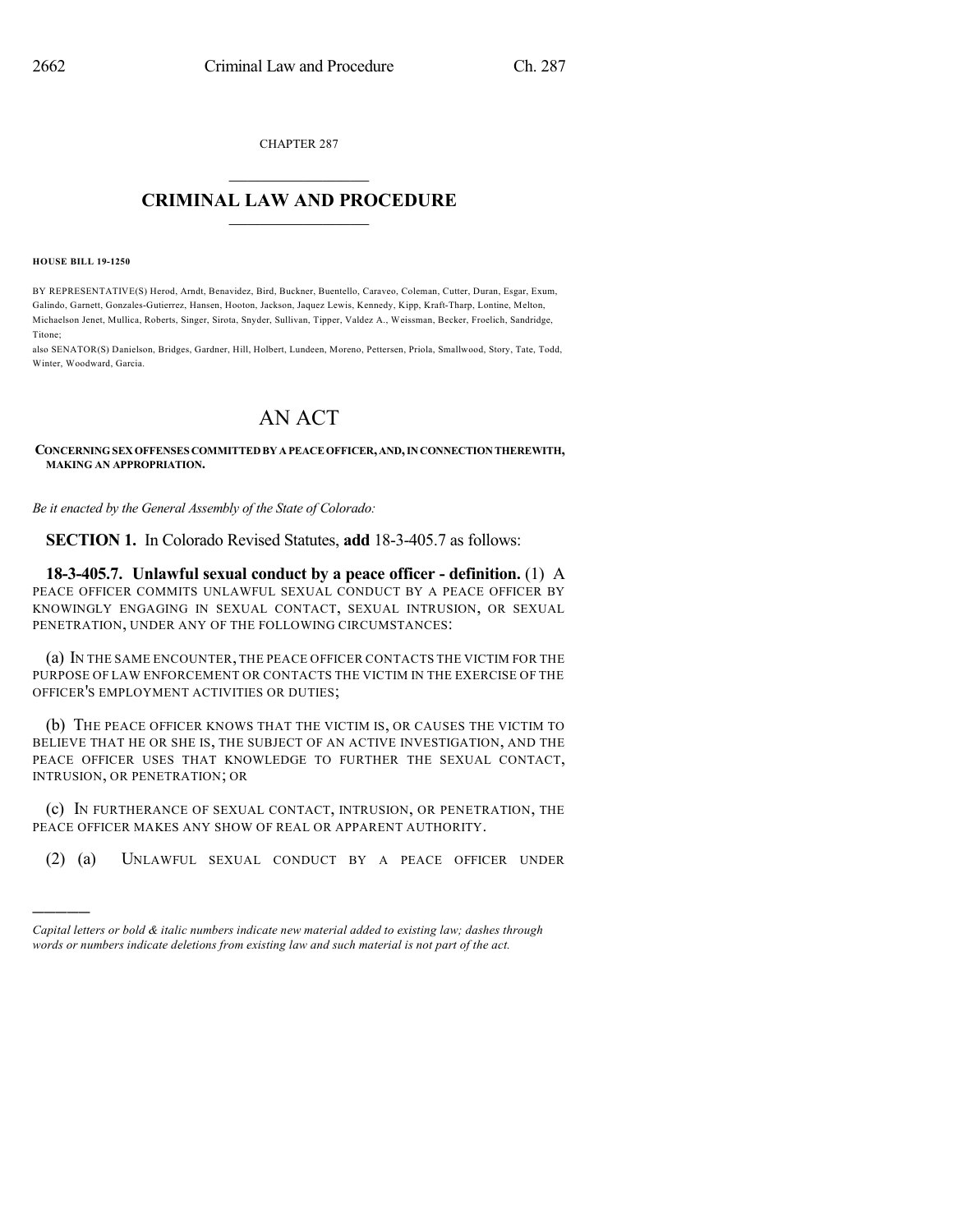CHAPTER 287

# CRIMINAL LAW AND PROCEDURE

**HOUSE BILL 19-1250**

BY REPRESENTATIVE(S) Herod, Arndt, Benavidez, Bird, Buckner, Buentello, Caraveo, Coleman, Cutter, Duran, Esgar, Exum, Galindo, Garnett, Gonzales-Gutierrez, Hansen, Hooton, Jackson, Jaquez Lewis, Kennedy, Kipp, Kraft-Tharp, Lontine, Melton, Michaelson Jenet, Mullica, Roberts, Singer, Sirota, Snyder, Sullivan, Tipper, Valdez A., Weissman, Becker, Froelich, Sandridge, Titone;
also SENATOR(S) Danielson, Bridges, Gardner, Hill, Holbert, Lundeen, Moreno, Pettersen, Priola, Smallwood, Story, Tate, Todd, Winter, Woodward, Garcia.

# AN ACT

**CONCERNING SEX OFFENSES COMMITTED BY A PEACE OFFICER, AND, IN CONNECTION THEREWITH, MAKING AN APPROPRIATION.**

*Be it enacted by the General Assembly of the State of Colorado:*

**SECTION 1.** In Colorado Revised Statutes, **add** 18-3-405.7 as follows:

**18-3-405.7. Unlawful sexual conduct by a peace officer - definition.** (1) A PEACE OFFICER COMMITS UNLAWFUL SEXUAL CONDUCT BY A PEACE OFFICER BY KNOWINGLY ENGAGING IN SEXUAL CONTACT, SEXUAL INTRUSION, OR SEXUAL PENETRATION, UNDER ANY OF THE FOLLOWING CIRCUMSTANCES:

(a) IN THE SAME ENCOUNTER, THE PEACE OFFICER CONTACTS THE VICTIM FOR THE PURPOSE OF LAW ENFORCEMENT OR CONTACTS THE VICTIM IN THE EXERCISE OF THE OFFICER'S EMPLOYMENT ACTIVITIES OR DUTIES;

(b) THE PEACE OFFICER KNOWS THAT THE VICTIM IS, OR CAUSES THE VICTIM TO BELIEVE THAT HE OR SHE IS, THE SUBJECT OF AN ACTIVE INVESTIGATION, AND THE PEACE OFFICER USES THAT KNOWLEDGE TO FURTHER THE SEXUAL CONTACT, INTRUSION, OR PENETRATION; OR

(c) IN FURTHERANCE OF SEXUAL CONTACT, INTRUSION, OR PENETRATION, THE PEACE OFFICER MAKES ANY SHOW OF REAL OR APPARENT AUTHORITY.

(2) (a) UNLAWFUL SEXUAL CONDUCT BY A PEACE OFFICER UNDER

---

*Capital letters or bold & italic numbers indicate new material added to existing law; dashes through words or numbers indicate deletions from existing law and such material is not part of the act.*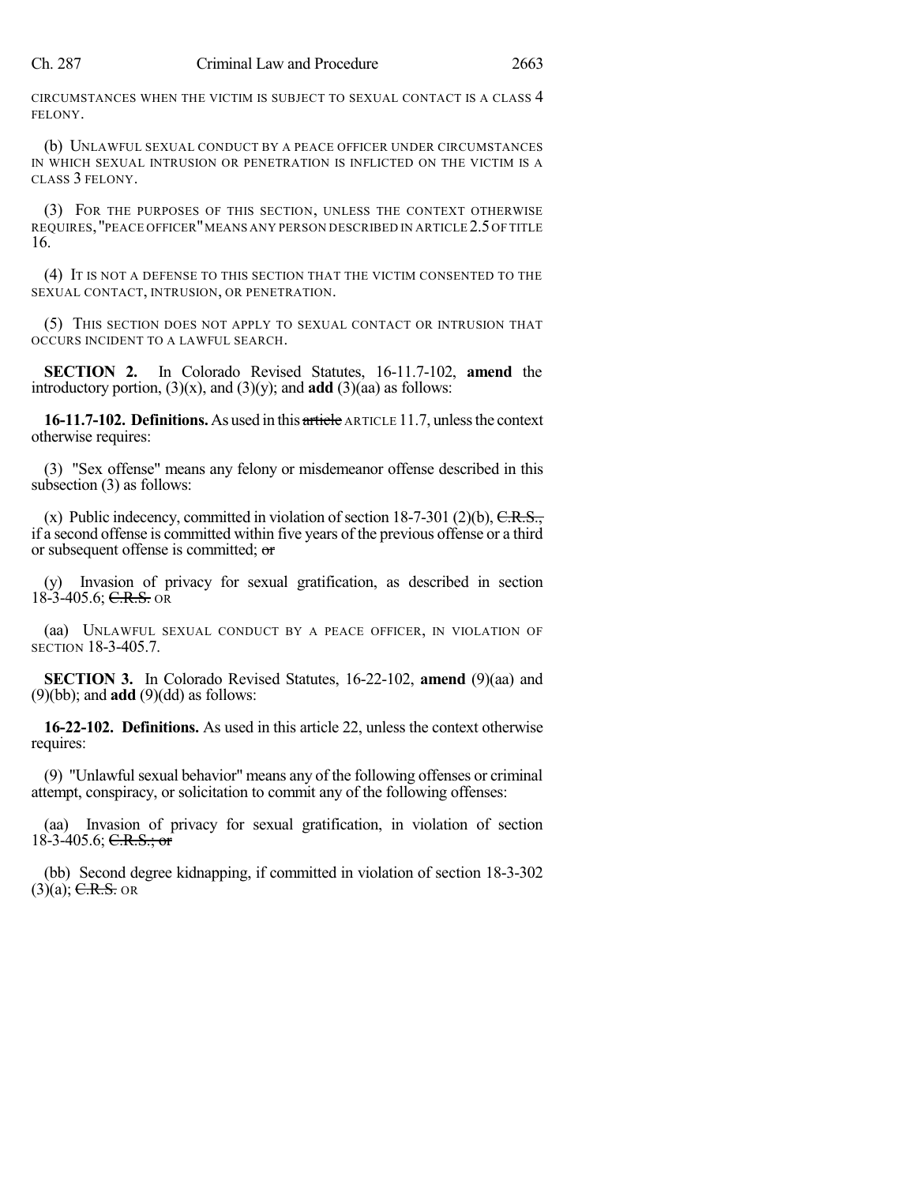CIRCUMSTANCES WHEN THE VICTIM IS SUBJECT TO SEXUAL CONTACT IS A CLASS 4 FELONY.

(b) UNLAWFUL SEXUAL CONDUCT BY A PEACE OFFICER UNDER CIRCUMSTANCES IN WHICH SEXUAL INTRUSION OR PENETRATION IS INFLICTED ON THE VICTIM IS A CLASS 3 FELONY.

(3) FOR THE PURPOSES OF THIS SECTION, UNLESS THE CONTEXT OTHERWISE REQUIRES, "PEACE OFFICER" MEANS ANY PERSON DESCRIBED IN ARTICLE 2.5 OF TITLE 16.

(4) IT IS NOT A DEFENSE TO THIS SECTION THAT THE VICTIM CONSENTED TO THE SEXUAL CONTACT, INTRUSION, OR PENETRATION.

(5) THIS SECTION DOES NOT APPLY TO SEXUAL CONTACT OR INTRUSION THAT OCCURS INCIDENT TO A LAWFUL SEARCH.

**SECTION 2.** In Colorado Revised Statutes, 16-11.7-102, **amend** the introductory portion, (3)(x), and (3)(y); and **add** (3)(aa) as follows:

**16-11.7-102. Definitions.** As used in this ~~article~~ ARTICLE 11.7, unless the context otherwise requires:

(3) "Sex offense" means any felony or misdemeanor offense described in this subsection (3) as follows:

(x) Public indecency, committed in violation of section 18-7-301 (2)(b), ~~C.R.S.,~~ if a second offense is committed within five years of the previous offense or a third or subsequent offense is committed; ~~or~~

(y) Invasion of privacy for sexual gratification, as described in section 18-3-405.6; ~~C.R.S.~~ OR

(aa) UNLAWFUL SEXUAL CONDUCT BY A PEACE OFFICER, IN VIOLATION OF SECTION 18-3-405.7.

**SECTION 3.** In Colorado Revised Statutes, 16-22-102, **amend** (9)(aa) and (9)(bb); and **add** (9)(dd) as follows:

**16-22-102. Definitions.** As used in this article 22, unless the context otherwise requires:

(9) "Unlawful sexual behavior" means any of the following offenses or criminal attempt, conspiracy, or solicitation to commit any of the following offenses:

(aa) Invasion of privacy for sexual gratification, in violation of section 18-3-405.6; ~~C.R.S.; or~~

(bb) Second degree kidnapping, if committed in violation of section 18-3-302 (3)(a); ~~C.R.S.~~ OR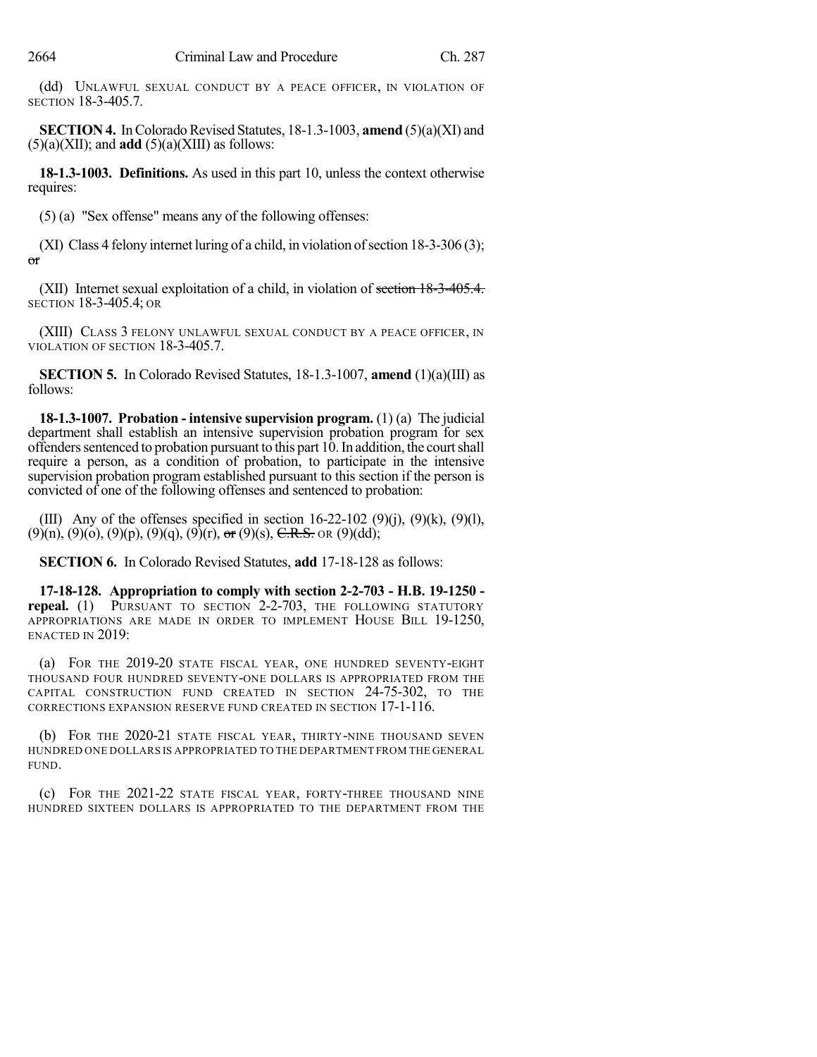(dd) UNLAWFUL SEXUAL CONDUCT BY A PEACE OFFICER, IN VIOLATION OF SECTION 18-3-405.7.

**SECTION 4.** In Colorado Revised Statutes, 18-1.3-1003, **amend** (5)(a)(XI) and (5)(a)(XII); and **add** (5)(a)(XIII) as follows:

**18-1.3-1003. Definitions.** As used in this part 10, unless the context otherwise requires:

(5) (a) "Sex offense" means any of the following offenses:

(XI) Class 4 felony internet luring of a child, in violation of section 18-3-306 (3); ~~or~~

(XII) Internet sexual exploitation of a child, in violation of ~~section 18-3-405.4.~~ SECTION 18-3-405.4; OR

(XIII) CLASS 3 FELONY UNLAWFUL SEXUAL CONDUCT BY A PEACE OFFICER, IN VIOLATION OF SECTION 18-3-405.7.

**SECTION 5.** In Colorado Revised Statutes, 18-1.3-1007, **amend** (1)(a)(III) as follows:

**18-1.3-1007. Probation - intensive supervision program.** (1) (a) The judicial department shall establish an intensive supervision probation program for sex offenders sentenced to probation pursuant to this part 10. In addition, the court shall require a person, as a condition of probation, to participate in the intensive supervision probation program established pursuant to this section if the person is convicted of one of the following offenses and sentenced to probation:

(III) Any of the offenses specified in section 16-22-102 (9)(j), (9)(k), (9)(l), (9)(n), (9)(o), (9)(p), (9)(q), (9)(r), ~~or~~ (9)(s), ~~C.R.S.~~ OR (9)(dd);

**SECTION 6.** In Colorado Revised Statutes, **add** 17-18-128 as follows:

**17-18-128. Appropriation to comply with section 2-2-703 - H.B. 19-1250 - repeal.** (1) PURSUANT TO SECTION 2-2-703, THE FOLLOWING STATUTORY APPROPRIATIONS ARE MADE IN ORDER TO IMPLEMENT HOUSE BILL 19-1250, ENACTED IN 2019:

(a) FOR THE 2019-20 STATE FISCAL YEAR, ONE HUNDRED SEVENTY-EIGHT THOUSAND FOUR HUNDRED SEVENTY-ONE DOLLARS IS APPROPRIATED FROM THE CAPITAL CONSTRUCTION FUND CREATED IN SECTION 24-75-302, TO THE CORRECTIONS EXPANSION RESERVE FUND CREATED IN SECTION 17-1-116.

(b) FOR THE 2020-21 STATE FISCAL YEAR, THIRTY-NINE THOUSAND SEVEN HUNDRED ONE DOLLARS IS APPROPRIATED TO THE DEPARTMENT FROM THE GENERAL FUND.

(c) FOR THE 2021-22 STATE FISCAL YEAR, FORTY-THREE THOUSAND NINE HUNDRED SIXTEEN DOLLARS IS APPROPRIATED TO THE DEPARTMENT FROM THE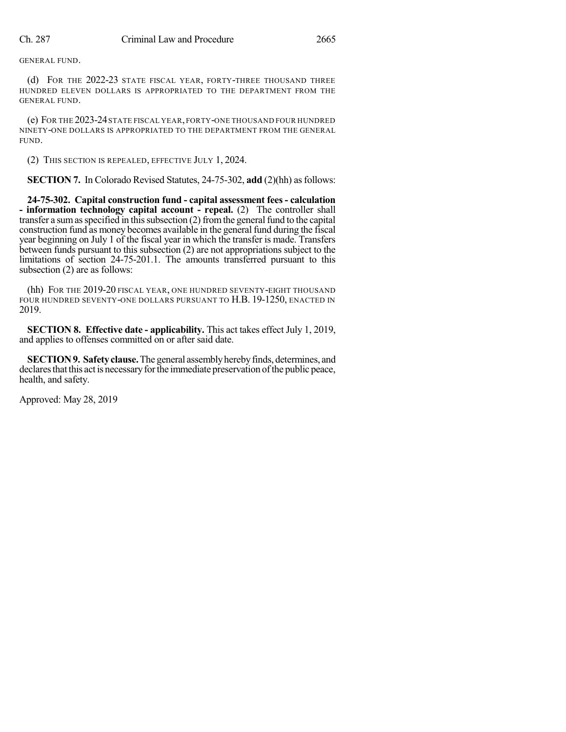GENERAL FUND.

(d) FOR THE 2022-23 STATE FISCAL YEAR, FORTY-THREE THOUSAND THREE HUNDRED ELEVEN DOLLARS IS APPROPRIATED TO THE DEPARTMENT FROM THE GENERAL FUND.

(e) FOR THE 2023-24 STATE FISCAL YEAR, FORTY-ONE THOUSAND FOUR HUNDRED NINETY-ONE DOLLARS IS APPROPRIATED TO THE DEPARTMENT FROM THE GENERAL FUND.

(2) THIS SECTION IS REPEALED, EFFECTIVE JULY 1, 2024.

**SECTION 7.** In Colorado Revised Statutes, 24-75-302, **add** (2)(hh) as follows:

**24-75-302. Capital construction fund - capital assessment fees - calculation - information technology capital account - repeal.** (2) The controller shall transfer a sum as specified in this subsection (2) from the general fund to the capital construction fund as money becomes available in the general fund during the fiscal year beginning on July 1 of the fiscal year in which the transfer is made. Transfers between funds pursuant to this subsection (2) are not appropriations subject to the limitations of section 24-75-201.1. The amounts transferred pursuant to this subsection (2) are as follows:

(hh) FOR THE 2019-20 FISCAL YEAR, ONE HUNDRED SEVENTY-EIGHT THOUSAND FOUR HUNDRED SEVENTY-ONE DOLLARS PURSUANT TO H.B. 19-1250, ENACTED IN 2019.

**SECTION 8. Effective date - applicability.** This act takes effect July 1, 2019, and applies to offenses committed on or after said date.

**SECTION 9. Safety clause.** The general assembly hereby finds, determines, and declares that this act is necessary for the immediate preservation of the public peace, health, and safety.

Approved: May 28, 2019